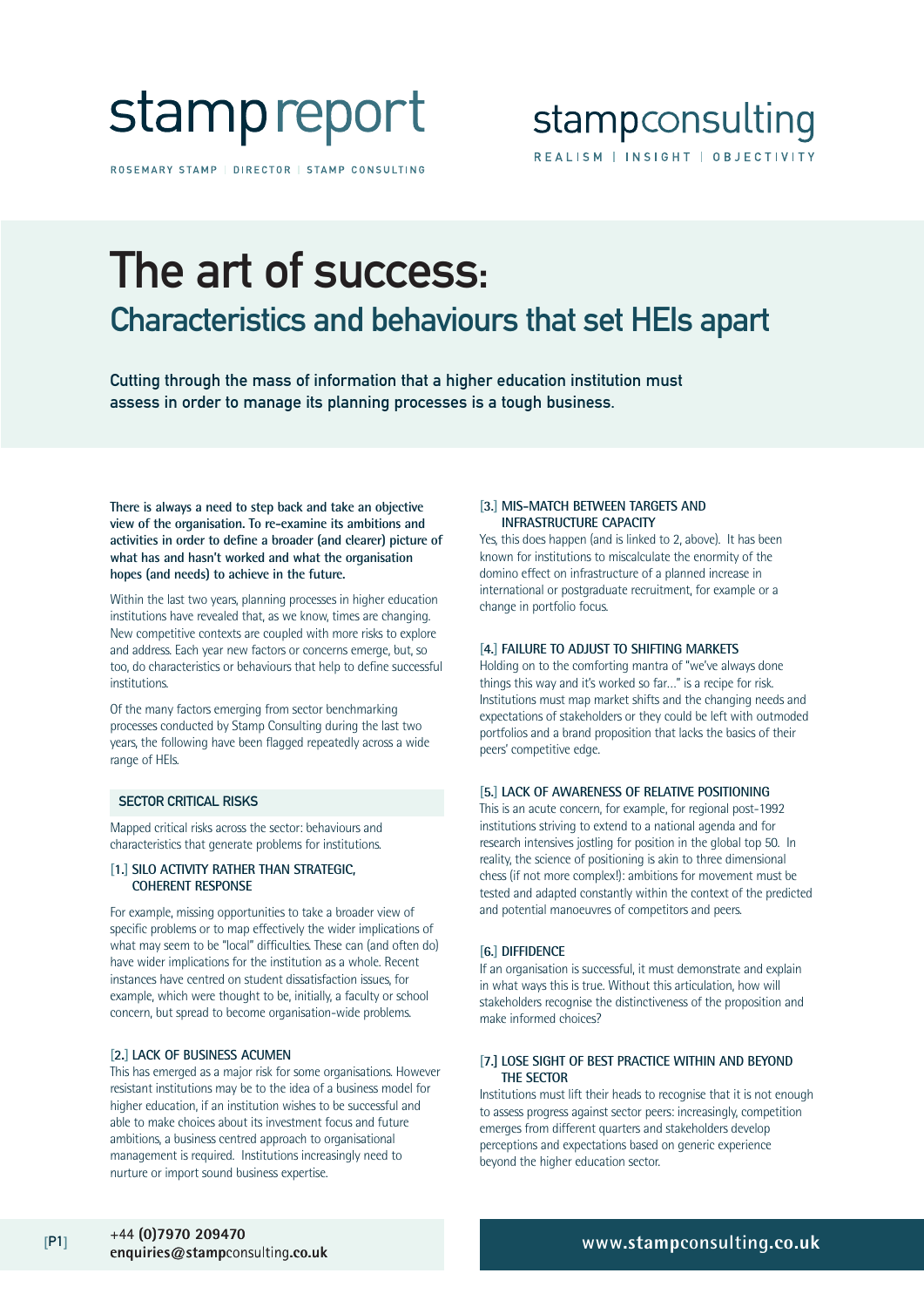stamp report

ROSEMARY STAMP | DIRECTOR | STAMP CONSULTING

stampconsulting

REALISM | INSIGHT | OBJECTIVITY

# The art of success:

## Characteristics and behaviours that set HEIs apart

**Cutting through the mass of information that a higher education institution must assess in order to manage its planning processes is a tough business.**

**There is always a need to step back and take an objective view of the organisation. To re-examine its ambitions and activities in order to define a broader (and clearer) picture of what has and hasn't worked and what the organisation hopes (and needs) to achieve in the future.**

Within the last two years, planning processes in higher education institutions have revealed that, as we know, times are changing. New competitive contexts are coupled with more risks to explore and address. Each year new factors or concerns emerge, but, so too, do characteristics or behaviours that help to define successful institutions.

Of the many factors emerging from sector benchmarking processes conducted by Stamp Consulting during the last two years, the following have been flagged repeatedly across a wide range of HEIs.

### SECTOR CRITICAL RISKS

Mapped critical risks across the sector: behaviours and characteristics that generate problems for institutions.

#### [1.] SILO ACTIVITY RATHER THAN STRATEGIC, COHERENT RESPONSE

For example, missing opportunities to take a broader view of specific problems or to map effectively the wider implications of what may seem to be "local" difficulties. These can (and often do) have wider implications for the institution as a whole. Recent instances have centred on student dissatisfaction issues, for example, which were thought to be, initially, a faculty or school concern, but spread to become organisation-wide problems.

#### [2.] LACK OF BUSINESS ACUMEN

This has emerged as a major risk for some organisations. However resistant institutions may be to the idea of a business model for higher education, if an institution wishes to be successful and able to make choices about its investment focus and future ambitions, a business centred approach to organisational management is required. Institutions increasingly need to nurture or import sound business expertise.

#### [3.] MIS-MATCH BETWEEN TARGETS AND INFRASTRUCTURE CAPACITY

Yes, this does happen (and is linked to 2, above). It has been known for institutions to miscalculate the enormity of the domino effect on infrastructure of a planned increase in international or postgraduate recruitment, for example or a change in portfolio focus.

#### [4.] FAILURE TO ADJUST TO SHIFTING MARKETS

Holding on to the comforting mantra of "we've always done things this way and it's worked so far…" is a recipe for risk. Institutions must map market shifts and the changing needs and expectations of stakeholders or they could be left with outmoded portfolios and a brand proposition that lacks the basics of their peers' competitive edge.

#### [5.] LACK OF AWARENESS OF RELATIVE POSITIONING

This is an acute concern, for example, for regional post-1992 institutions striving to extend to a national agenda and for research intensives jostling for position in the global top 50. In reality, the science of positioning is akin to three dimensional chess (if not more complex!): ambitions for movement must be tested and adapted constantly within the context of the predicted and potential manoeuvres of competitors and peers.

#### [6.] DIFFIDENCE

If an organisation is successful, it must demonstrate and explain in what ways this is true. Without this articulation, how will stakeholders recognise the distinctiveness of the proposition and make informed choices?

#### [7.] LOSE SIGHT OF BEST PRACTICE WITHIN AND BEYOND THE SECTOR

Institutions must lift their heads to recognise that it is not enough to assess progress against sector peers: increasingly, competition emerges from different quarters and stakeholders develop perceptions and expectations based on generic experience beyond the higher education sector.

+44 (0)7970 209470
enquiries@stampconsulting.co.uk

www.stampconsulting.co.uk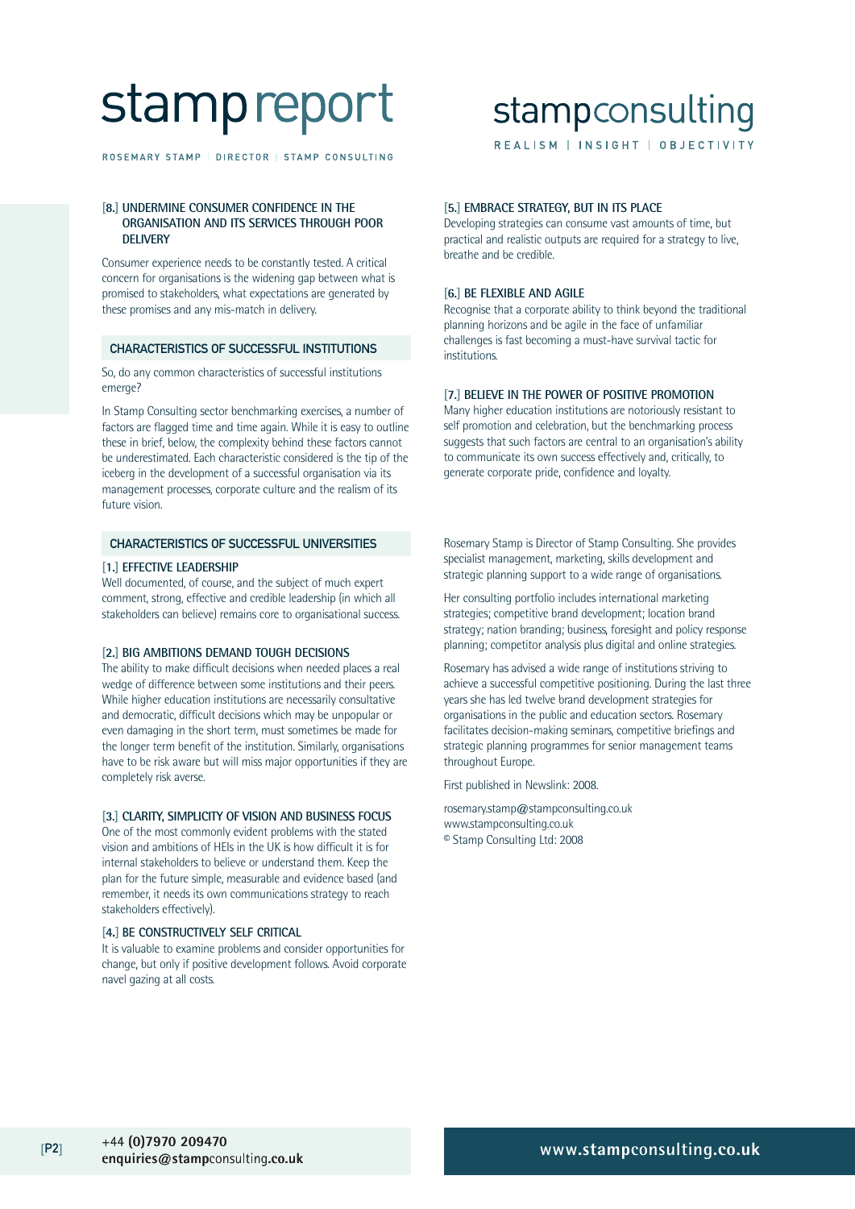# stamp report

ROSEMARY STAMP | DIRECTOR | STAMP CONSULTING

stampconsulting

REALISM | INSIGHT | OBJECTIVITY

### [8.] UNDERMINE CONSUMER CONFIDENCE IN THE ORGANISATION AND ITS SERVICES THROUGH POOR DELIVERY

Consumer experience needs to be constantly tested. A critical concern for organisations is the widening gap between what is promised to stakeholders, what expectations are generated by these promises and any mis-match in delivery.

## CHARACTERISTICS OF SUCCESSFUL INSTITUTIONS

So, do any common characteristics of successful institutions emerge?

In Stamp Consulting sector benchmarking exercises, a number of factors are flagged time and time again. While it is easy to outline these in brief, below, the complexity behind these factors cannot be underestimated. Each characteristic considered is the tip of the iceberg in the development of a successful organisation via its management processes, corporate culture and the realism of its future vision.

## CHARACTERISTICS OF SUCCESSFUL UNIVERSITIES

### [1.] EFFECTIVE LEADERSHIP

Well documented, of course, and the subject of much expert comment, strong, effective and credible leadership (in which all stakeholders can believe) remains core to organisational success.

### [2.] BIG AMBITIONS DEMAND TOUGH DECISIONS

The ability to make difficult decisions when needed places a real wedge of difference between some institutions and their peers. While higher education institutions are necessarily consultative and democratic, difficult decisions which may be unpopular or even damaging in the short term, must sometimes be made for the longer term benefit of the institution. Similarly, organisations have to be risk aware but will miss major opportunities if they are completely risk averse.

### [3.] CLARITY, SIMPLICITY OF VISION AND BUSINESS FOCUS

One of the most commonly evident problems with the stated vision and ambitions of HEIs in the UK is how difficult it is for internal stakeholders to believe or understand them. Keep the plan for the future simple, measurable and evidence based (and remember, it needs its own communications strategy to reach stakeholders effectively).

### [4.] BE CONSTRUCTIVELY SELF CRITICAL

It is valuable to examine problems and consider opportunities for change, but only if positive development follows. Avoid corporate navel gazing at all costs.

### [5.] EMBRACE STRATEGY, BUT IN ITS PLACE

Developing strategies can consume vast amounts of time, but practical and realistic outputs are required for a strategy to live, breathe and be credible.

### [6.] BE FLEXIBLE AND AGILE

Recognise that a corporate ability to think beyond the traditional planning horizons and be agile in the face of unfamiliar challenges is fast becoming a must-have survival tactic for institutions.

### [7.] BELIEVE IN THE POWER OF POSITIVE PROMOTION

Many higher education institutions are notoriously resistant to self promotion and celebration, but the benchmarking process suggests that such factors are central to an organisation's ability to communicate its own success effectively and, critically, to generate corporate pride, confidence and loyalty.

Rosemary Stamp is Director of Stamp Consulting. She provides specialist management, marketing, skills development and strategic planning support to a wide range of organisations.

Her consulting portfolio includes international marketing strategies; competitive brand development; location brand strategy; nation branding; business, foresight and policy response planning; competitor analysis plus digital and online strategies.

Rosemary has advised a wide range of institutions striving to achieve a successful competitive positioning. During the last three years she has led twelve brand development strategies for organisations in the public and education sectors. Rosemary facilitates decision-making seminars, competitive briefings and strategic planning programmes for senior management teams throughout Europe.

First published in Newslink: 2008.

rosemary.stamp@stampconsulting.co.uk
www.stampconsulting.co.uk
© Stamp Consulting Ltd: 2008

+44 **(0)7970 209470**
**enquiries@stamp**consulting**.co.uk**

**www.stamp**consulting**.co.uk**